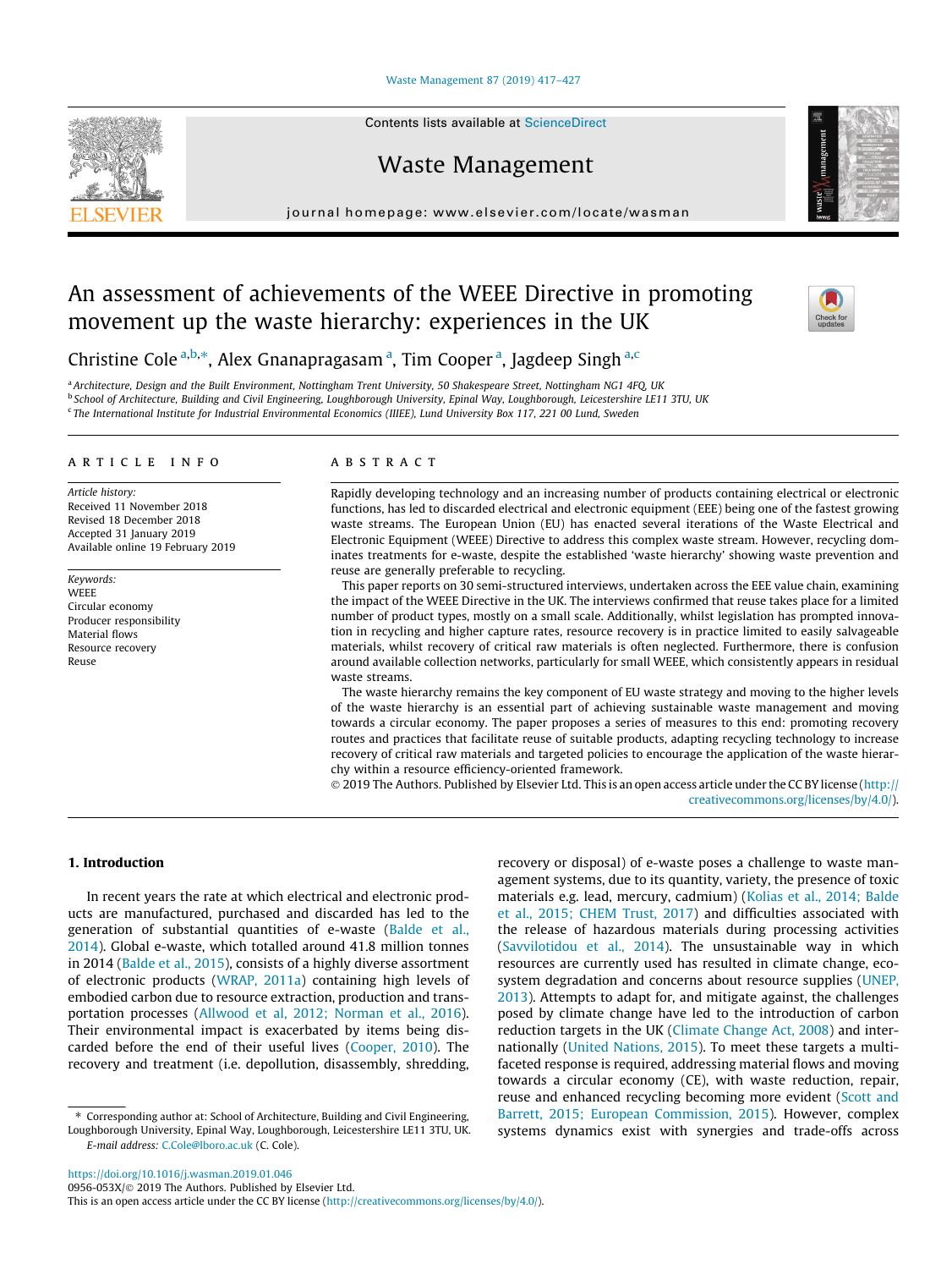# An assessment of achievements of the WEEE Directive in promoting movement up the waste hierarchy: experiences in the UK

Christine Cole [a,b,*], Alex Gnanapragasam [a], Tim Cooper [a], Jagdeep Singh [a,c]

[a] Architecture, Design and the Built Environment, Nottingham Trent University, 50 Shakespeare Street, Nottingham NG1 4FQ, UK
[b] School of Architecture, Building and Civil Engineering, Loughborough University, Epinal Way, Loughborough, Leicestershire LE11 3TU, UK
[c] The International Institute for Industrial Environmental Economics (IIIEE), Lund University Box 117, 221 00 Lund, Sweden

## ARTICLE INFO

*Article history:*
Received 11 November 2018
Revised 18 December 2018
Accepted 31 January 2019
Available online 19 February 2019

*Keywords:*
WEEE
Circular economy
Producer responsibility
Material flows
Resource recovery
Reuse

## ABSTRACT

Rapidly developing technology and an increasing number of products containing electrical or electronic functions, has led to discarded electrical and electronic equipment (EEE) being one of the fastest growing waste streams. The European Union (EU) has enacted several iterations of the Waste Electrical and Electronic Equipment (WEEE) Directive to address this complex waste stream. However, recycling dominates treatments for e-waste, despite the established 'waste hierarchy' showing waste prevention and reuse are generally preferable to recycling.

This paper reports on 30 semi-structured interviews, undertaken across the EEE value chain, examining the impact of the WEEE Directive in the UK. The interviews confirmed that reuse takes place for a limited number of product types, mostly on a small scale. Additionally, whilst legislation has prompted innovation in recycling and higher capture rates, resource recovery is in practice limited to easily salvageable materials, whilst recovery of critical raw materials is often neglected. Furthermore, there is confusion around available collection networks, particularly for small WEEE, which consistently appears in residual waste streams.

The waste hierarchy remains the key component of EU waste strategy and moving to the higher levels of the waste hierarchy is an essential part of achieving sustainable waste management and moving towards a circular economy. The paper proposes a series of measures to this end: promoting recovery routes and practices that facilitate reuse of suitable products, adapting recycling technology to increase recovery of critical raw materials and targeted policies to encourage the application of the waste hierarchy within a resource efficiency-oriented framework.

© 2019 The Authors. Published by Elsevier Ltd. This is an open access article under the CC BY license (http://creativecommons.org/licenses/by/4.0/).

## 1. Introduction

In recent years the rate at which electrical and electronic products are manufactured, purchased and discarded has led to the generation of substantial quantities of e-waste (Balde et al., 2014). Global e-waste, which totalled around 41.8 million tonnes in 2014 (Balde et al., 2015), consists of a highly diverse assortment of electronic products (WRAP, 2011a) containing high levels of embodied carbon due to resource extraction, production and transportation processes (Allwood et al, 2012; Norman et al., 2016). Their environmental impact is exacerbated by items being discarded before the end of their useful lives (Cooper, 2010). The recovery and treatment (i.e. depollution, disassembly, shredding, recovery or disposal) of e-waste poses a challenge to waste management systems, due to its quantity, variety, the presence of toxic materials e.g. lead, mercury, cadmium) (Kolias et al., 2014; Balde et al., 2015; CHEM Trust, 2017) and difficulties associated with the release of hazardous materials during processing activities (Savvilotidou et al., 2014). The unsustainable way in which resources are currently used has resulted in climate change, ecosystem degradation and concerns about resource supplies (UNEP, 2013). Attempts to adapt for, and mitigate against, the challenges posed by climate change have led to the introduction of carbon reduction targets in the UK (Climate Change Act, 2008) and internationally (United Nations, 2015). To meet these targets a multi-faceted response is required, addressing material flows and moving towards a circular economy (CE), with waste reduction, repair, reuse and enhanced recycling becoming more evident (Scott and Barrett, 2015; European Commission, 2015). However, complex systems dynamics exist with synergies and trade-offs across

* Corresponding author at: School of Architecture, Building and Civil Engineering, Loughborough University, Epinal Way, Loughborough, Leicestershire LE11 3TU, UK.
*E-mail address:* C.Cole@lboro.ac.uk (C. Cole).

https://doi.org/10.1016/j.wasman.2019.01.046
0956-053X/© 2019 The Authors. Published by Elsevier Ltd.
This is an open access article under the CC BY license (http://creativecommons.org/licenses/by/4.0/).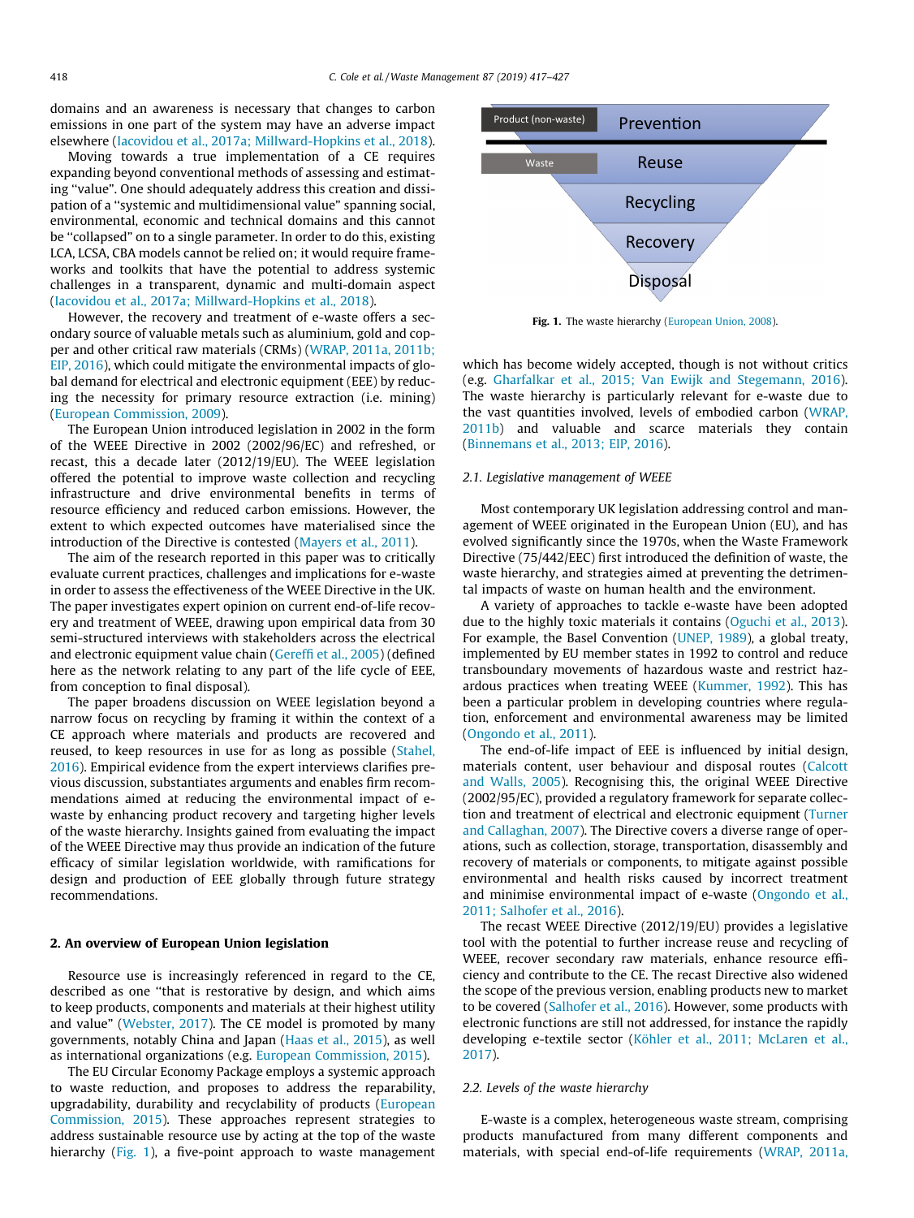domains and an awareness is necessary that changes to carbon emissions in one part of the system may have an adverse impact elsewhere (Iacovidou et al., 2017a; Millward-Hopkins et al., 2018).

Moving towards a true implementation of a CE requires expanding beyond conventional methods of assessing and estimating "value". One should adequately address this creation and dissipation of a "systemic and multidimensional value" spanning social, environmental, economic and technical domains and this cannot be "collapsed" on to a single parameter. In order to do this, existing LCA, LCSA, CBA models cannot be relied on; it would require frameworks and toolkits that have the potential to address systemic challenges in a transparent, dynamic and multi-domain aspect (Iacovidou et al., 2017a; Millward-Hopkins et al., 2018).

However, the recovery and treatment of e-waste offers a secondary source of valuable metals such as aluminium, gold and copper and other critical raw materials (CRMs) (WRAP, 2011a, 2011b; EIP, 2016), which could mitigate the environmental impacts of global demand for electrical and electronic equipment (EEE) by reducing the necessity for primary resource extraction (i.e. mining) (European Commission, 2009).

The European Union introduced legislation in 2002 in the form of the WEEE Directive in 2002 (2002/96/EC) and refreshed, or recast, this a decade later (2012/19/EU). The WEEE legislation offered the potential to improve waste collection and recycling infrastructure and drive environmental benefits in terms of resource efficiency and reduced carbon emissions. However, the extent to which expected outcomes have materialised since the introduction of the Directive is contested (Mayers et al., 2011).

The aim of the research reported in this paper was to critically evaluate current practices, challenges and implications for e-waste in order to assess the effectiveness of the WEEE Directive in the UK. The paper investigates expert opinion on current end-of-life recovery and treatment of WEEE, drawing upon empirical data from 30 semi-structured interviews with stakeholders across the electrical and electronic equipment value chain (Gereffi et al., 2005) (defined here as the network relating to any part of the life cycle of EEE, from conception to final disposal).

The paper broadens discussion on WEEE legislation beyond a narrow focus on recycling by framing it within the context of a CE approach where materials and products are recovered and reused, to keep resources in use for as long as possible (Stahel, 2016). Empirical evidence from the expert interviews clarifies previous discussion, substantiates arguments and enables firm recommendations aimed at reducing the environmental impact of e-waste by enhancing product recovery and targeting higher levels of the waste hierarchy. Insights gained from evaluating the impact of the WEEE Directive may thus provide an indication of the future efficacy of similar legislation worldwide, with ramifications for design and production of EEE globally through future strategy recommendations.

## 2. An overview of European Union legislation

Resource use is increasingly referenced in regard to the CE, described as one "that is restorative by design, and which aims to keep products, components and materials at their highest utility and value" (Webster, 2017). The CE model is promoted by many governments, notably China and Japan (Haas et al., 2015), as well as international organizations (e.g. European Commission, 2015).

The EU Circular Economy Package employs a systemic approach to waste reduction, and proposes to address the reparability, upgradability, durability and recyclability of products (European Commission, 2015). These approaches represent strategies to address sustainable resource use by acting at the top of the waste hierarchy (Fig. 1), a five-point approach to waste management which has become widely accepted, though is not without critics (e.g. Gharfalkar et al., 2015; Van Ewijk and Stegemann, 2016). The waste hierarchy is particularly relevant for e-waste due to the vast quantities involved, levels of embodied carbon (WRAP, 2011b) and valuable and scarce materials they contain (Binnemans et al., 2013; EIP, 2016).

Product (non-waste) — Prevention
Waste — Reuse
Recycling
Recovery
Disposal

**Fig. 1.** The waste hierarchy (European Union, 2008).

### 2.1. Legislative management of WEEE

Most contemporary UK legislation addressing control and management of WEEE originated in the European Union (EU), and has evolved significantly since the 1970s, when the Waste Framework Directive (75/442/EEC) first introduced the definition of waste, the waste hierarchy, and strategies aimed at preventing the detrimental impacts of waste on human health and the environment.

A variety of approaches to tackle e-waste have been adopted due to the highly toxic materials it contains (Oguchi et al., 2013). For example, the Basel Convention (UNEP, 1989), a global treaty, implemented by EU member states in 1992 to control and reduce transboundary movements of hazardous waste and restrict hazardous practices when treating WEEE (Kummer, 1992). This has been a particular problem in developing countries where regulation, enforcement and environmental awareness may be limited (Ongondo et al., 2011).

The end-of-life impact of EEE is influenced by initial design, materials content, user behaviour and disposal routes (Calcott and Walls, 2005). Recognising this, the original WEEE Directive (2002/95/EC), provided a regulatory framework for separate collection and treatment of electrical and electronic equipment (Turner and Callaghan, 2007). The Directive covers a diverse range of operations, such as collection, storage, transportation, disassembly and recovery of materials or components, to mitigate against possible environmental and health risks caused by incorrect treatment and minimise environmental impact of e-waste (Ongondo et al., 2011; Salhofer et al., 2016).

The recast WEEE Directive (2012/19/EU) provides a legislative tool with the potential to further increase reuse and recycling of WEEE, recover secondary raw materials, enhance resource efficiency and contribute to the CE. The recast Directive also widened the scope of the previous version, enabling products new to market to be covered (Salhofer et al., 2016). However, some products with electronic functions are still not addressed, for instance the rapidly developing e-textile sector (Köhler et al., 2011; McLaren et al., 2017).

### 2.2. Levels of the waste hierarchy

E-waste is a complex, heterogeneous waste stream, comprising products manufactured from many different components and materials, with special end-of-life requirements (WRAP, 2011a,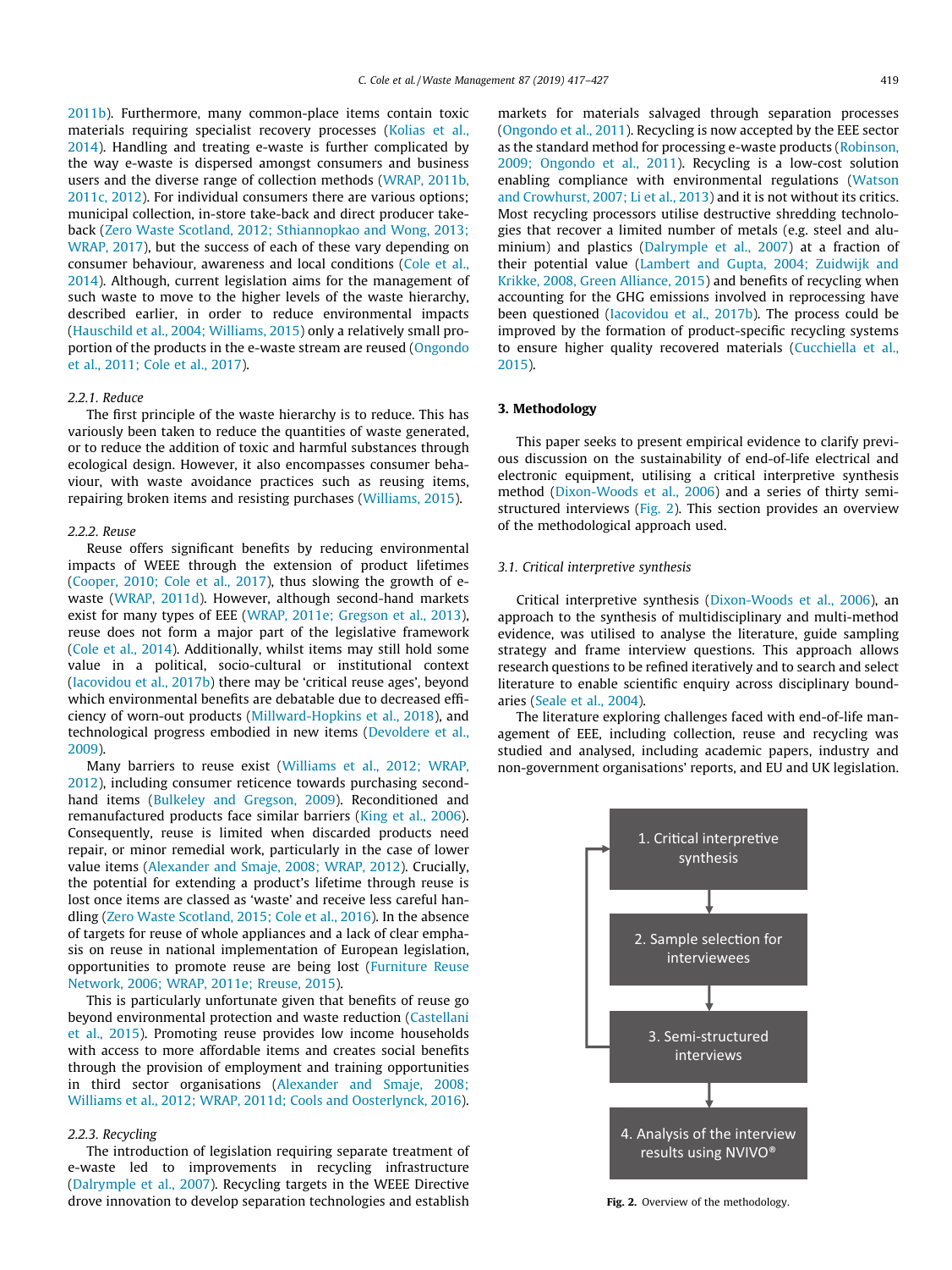2011b). Furthermore, many common-place items contain toxic materials requiring specialist recovery processes (Kolias et al., 2014). Handling and treating e-waste is further complicated by the way e-waste is dispersed amongst consumers and business users and the diverse range of collection methods (WRAP, 2011b, 2011c, 2012). For individual consumers there are various options; municipal collection, in-store take-back and direct producer take-back (Zero Waste Scotland, 2012; Sthiannopkao and Wong, 2013; WRAP, 2017), but the success of each of these vary depending on consumer behaviour, awareness and local conditions (Cole et al., 2014). Although, current legislation aims for the management of such waste to move to the higher levels of the waste hierarchy, described earlier, in order to reduce environmental impacts (Hauschild et al., 2004; Williams, 2015) only a relatively small proportion of the products in the e-waste stream are reused (Ongondo et al., 2011; Cole et al., 2017).

#### 2.2.1. Reduce

The first principle of the waste hierarchy is to reduce. This has variously been taken to reduce the quantities of waste generated, or to reduce the addition of toxic and harmful substances through ecological design. However, it also encompasses consumer behaviour, with waste avoidance practices such as reusing items, repairing broken items and resisting purchases (Williams, 2015).

#### 2.2.2. Reuse

Reuse offers significant benefits by reducing environmental impacts of WEEE through the extension of product lifetimes (Cooper, 2010; Cole et al., 2017), thus slowing the growth of e-waste (WRAP, 2011d). However, although second-hand markets exist for many types of EEE (WRAP, 2011e; Gregson et al., 2013), reuse does not form a major part of the legislative framework (Cole et al., 2014). Additionally, whilst items may still hold some value in a political, socio-cultural or institutional context (Iacovidou et al., 2017b) there may be 'critical reuse ages', beyond which environmental benefits are debatable due to decreased efficiency of worn-out products (Millward-Hopkins et al., 2018), and technological progress embodied in new items (Devoldere et al., 2009).

Many barriers to reuse exist (Williams et al., 2012; WRAP, 2012), including consumer reticence towards purchasing second-hand items (Bulkeley and Gregson, 2009). Reconditioned and remanufactured products face similar barriers (King et al., 2006). Consequently, reuse is limited when discarded products need repair, or minor remedial work, particularly in the case of lower value items (Alexander and Smaje, 2008; WRAP, 2012). Crucially, the potential for extending a product's lifetime through reuse is lost once items are classed as 'waste' and receive less careful handling (Zero Waste Scotland, 2015; Cole et al., 2016). In the absence of targets for reuse of whole appliances and a lack of clear emphasis on reuse in national implementation of European legislation, opportunities to promote reuse are being lost (Furniture Reuse Network, 2006; WRAP, 2011e; Rreuse, 2015).

This is particularly unfortunate given that benefits of reuse go beyond environmental protection and waste reduction (Castellani et al., 2015). Promoting reuse provides low income households with access to more affordable items and creates social benefits through the provision of employment and training opportunities in third sector organisations (Alexander and Smaje, 2008; Williams et al., 2012; WRAP, 2011d; Cools and Oosterlynck, 2016).

#### 2.2.3. Recycling

The introduction of legislation requiring separate treatment of e-waste led to improvements in recycling infrastructure (Dalrymple et al., 2007). Recycling targets in the WEEE Directive drove innovation to develop separation technologies and establish markets for materials salvaged through separation processes (Ongondo et al., 2011). Recycling is now accepted by the EEE sector as the standard method for processing e-waste products (Robinson, 2009; Ongondo et al., 2011). Recycling is a low-cost solution enabling compliance with environmental regulations (Watson and Crowhurst, 2007; Li et al., 2013) and it is not without its critics. Most recycling processors utilise destructive shredding technologies that recover a limited number of metals (e.g. steel and aluminium) and plastics (Dalrymple et al., 2007) at a fraction of their potential value (Lambert and Gupta, 2004; Zuidwijk and Krikke, 2008, Green Alliance, 2015) and benefits of recycling when accounting for the GHG emissions involved in reprocessing have been questioned (Iacovidou et al., 2017b). The process could be improved by the formation of product-specific recycling systems to ensure higher quality recovered materials (Cucchiella et al., 2015).

## 3. Methodology

This paper seeks to present empirical evidence to clarify previous discussion on the sustainability of end-of-life electrical and electronic equipment, utilising a critical interpretive synthesis method (Dixon-Woods et al., 2006) and a series of thirty semi-structured interviews (Fig. 2). This section provides an overview of the methodological approach used.

### 3.1. Critical interpretive synthesis

Critical interpretive synthesis (Dixon-Woods et al., 2006), an approach to the synthesis of multidisciplinary and multi-method evidence, was utilised to analyse the literature, guide sampling strategy and frame interview questions. This approach allows research questions to be refined iteratively and to search and select literature to enable scientific enquiry across disciplinary boundaries (Seale et al., 2004).

The literature exploring challenges faced with end-of-life management of EEE, including collection, reuse and recycling was studied and analysed, including academic papers, industry and non-government organisations' reports, and EU and UK legislation.

1. Critical interpretive synthesis → 2. Sample selection for interviewees → 3. Semi-structured interviews → 4. Analysis of the interview results using NVIVO®

**Fig. 2.** Overview of the methodology.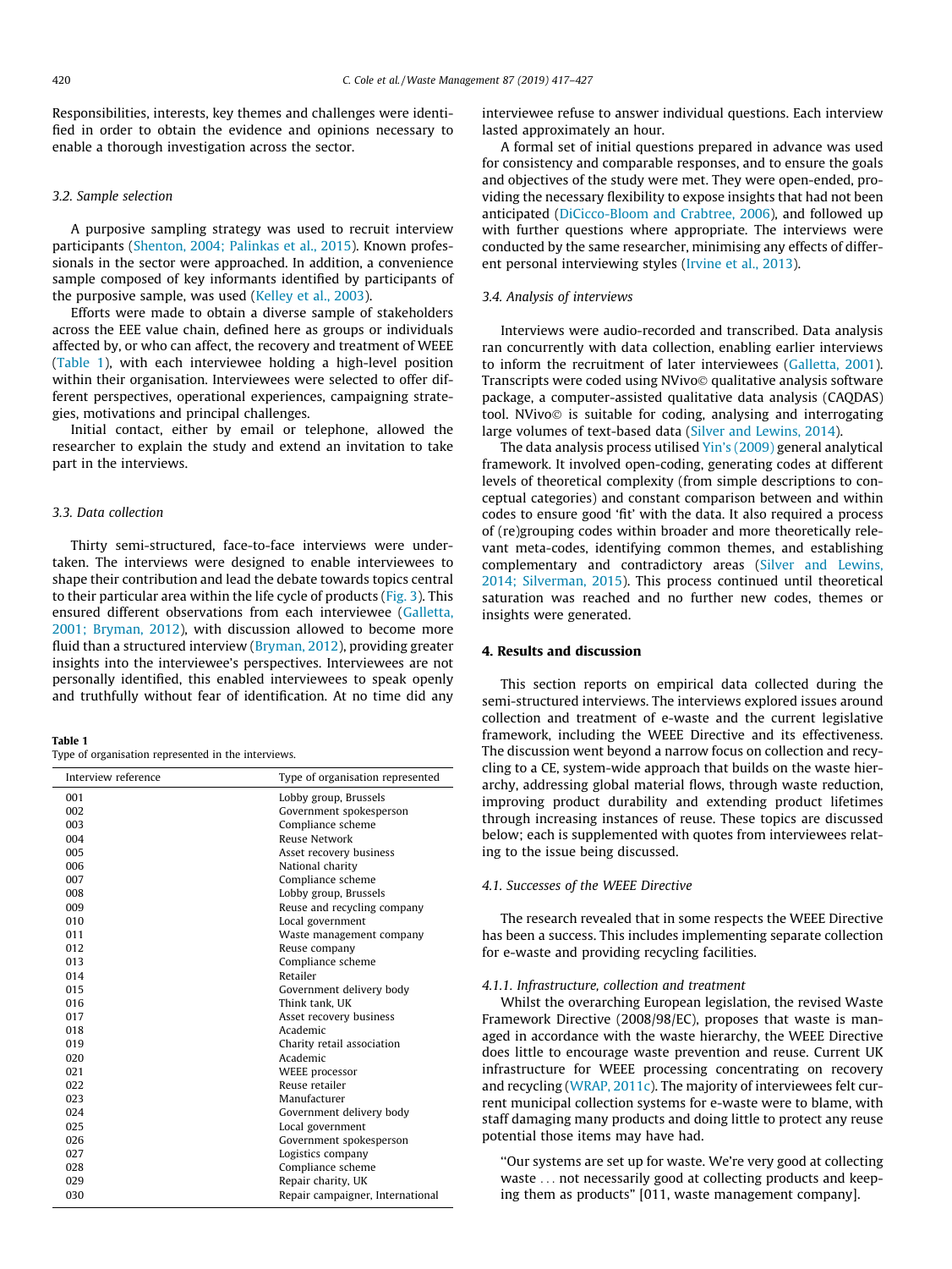Responsibilities, interests, key themes and challenges were identified in order to obtain the evidence and opinions necessary to enable a thorough investigation across the sector.

### 3.2. Sample selection

A purposive sampling strategy was used to recruit interview participants (Shenton, 2004; Palinkas et al., 2015). Known professionals in the sector were approached. In addition, a convenience sample composed of key informants identified by participants of the purposive sample, was used (Kelley et al., 2003).

Efforts were made to obtain a diverse sample of stakeholders across the EEE value chain, defined here as groups or individuals affected by, or who can affect, the recovery and treatment of WEEE (Table 1), with each interviewee holding a high-level position within their organisation. Interviewees were selected to offer different perspectives, operational experiences, campaigning strategies, motivations and principal challenges.

Initial contact, either by email or telephone, allowed the researcher to explain the study and extend an invitation to take part in the interviews.

### 3.3. Data collection

Thirty semi-structured, face-to-face interviews were undertaken. The interviews were designed to enable interviewees to shape their contribution and lead the debate towards topics central to their particular area within the life cycle of products (Fig. 3). This ensured different observations from each interviewee (Galletta, 2001; Bryman, 2012), with discussion allowed to become more fluid than a structured interview (Bryman, 2012), providing greater insights into the interviewee's perspectives. Interviewees are not personally identified, this enabled interviewees to speak openly and truthfully without fear of identification. At no time did any interviewee refuse to answer individual questions. Each interview lasted approximately an hour.

**Table 1**
Type of organisation represented in the interviews.

| Interview reference | Type of organisation represented |
|---|---|
| 001 | Lobby group, Brussels |
| 002 | Government spokesperson |
| 003 | Compliance scheme |
| 004 | Reuse Network |
| 005 | Asset recovery business |
| 006 | National charity |
| 007 | Compliance scheme |
| 008 | Lobby group, Brussels |
| 009 | Reuse and recycling company |
| 010 | Local government |
| 011 | Waste management company |
| 012 | Reuse company |
| 013 | Compliance scheme |
| 014 | Retailer |
| 015 | Government delivery body |
| 016 | Think tank, UK |
| 017 | Asset recovery business |
| 018 | Academic |
| 019 | Charity retail association |
| 020 | Academic |
| 021 | WEEE processor |
| 022 | Reuse retailer |
| 023 | Manufacturer |
| 024 | Government delivery body |
| 025 | Local government |
| 026 | Government spokesperson |
| 027 | Logistics company |
| 028 | Compliance scheme |
| 029 | Repair charity, UK |
| 030 | Repair campaigner, International |

A formal set of initial questions prepared in advance was used for consistency and comparable responses, and to ensure the goals and objectives of the study were met. They were open-ended, providing the necessary flexibility to expose insights that had not been anticipated (DiCicco-Bloom and Crabtree, 2006), and followed up with further questions where appropriate. The interviews were conducted by the same researcher, minimising any effects of different personal interviewing styles (Irvine et al., 2013).

### 3.4. Analysis of interviews

Interviews were audio-recorded and transcribed. Data analysis ran concurrently with data collection, enabling earlier interviews to inform the recruitment of later interviewees (Galletta, 2001). Transcripts were coded using NVivo© qualitative analysis software package, a computer-assisted qualitative data analysis (CAQDAS) tool. NVivo© is suitable for coding, analysing and interrogating large volumes of text-based data (Silver and Lewins, 2014).

The data analysis process utilised Yin's (2009) general analytical framework. It involved open-coding, generating codes at different levels of theoretical complexity (from simple descriptions to conceptual categories) and constant comparison between and within codes to ensure good 'fit' with the data. It also required a process of (re)grouping codes within broader and more theoretically relevant meta-codes, identifying common themes, and establishing complementary and contradictory areas (Silver and Lewins, 2014; Silverman, 2015). This process continued until theoretical saturation was reached and no further new codes, themes or insights were generated.

## 4. Results and discussion

This section reports on empirical data collected during the semi-structured interviews. The interviews explored issues around collection and treatment of e-waste and the current legislative framework, including the WEEE Directive and its effectiveness. The discussion went beyond a narrow focus on collection and recycling to a CE, system-wide approach that builds on the waste hierarchy, addressing global material flows, through waste reduction, improving product durability and extending product lifetimes through increasing instances of reuse. These topics are discussed below; each is supplemented with quotes from interviewees relating to the issue being discussed.

### 4.1. Successes of the WEEE Directive

The research revealed that in some respects the WEEE Directive has been a success. This includes implementing separate collection for e-waste and providing recycling facilities.

#### 4.1.1. Infrastructure, collection and treatment

Whilst the overarching European legislation, the revised Waste Framework Directive (2008/98/EC), proposes that waste is managed in accordance with the waste hierarchy, the WEEE Directive does little to encourage waste prevention and reuse. Current UK infrastructure for WEEE processing concentrating on recovery and recycling (WRAP, 2011c). The majority of interviewees felt current municipal collection systems for e-waste were to blame, with staff damaging many products and doing little to protect any reuse potential those items may have had.

> "Our systems are set up for waste. We're very good at collecting waste ... not necessarily good at collecting products and keeping them as products" [011, waste management company].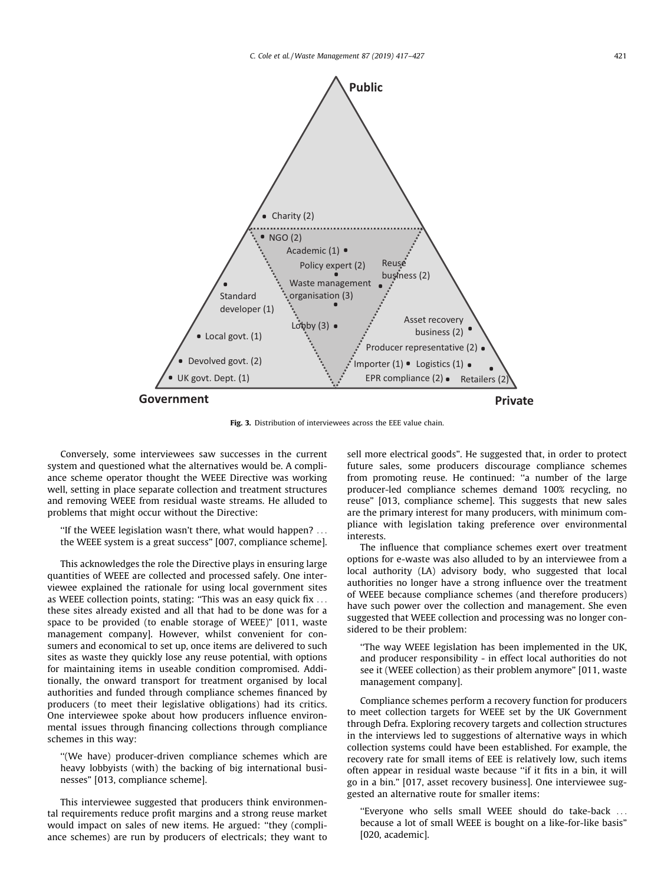Fig. 3. Distribution of interviewees across the EEE value chain.

Conversely, some interviewees saw successes in the current system and questioned what the alternatives would be. A compliance scheme operator thought the WEEE Directive was working well, setting in place separate collection and treatment structures and removing WEEE from residual waste streams. He alluded to problems that might occur without the Directive:

> "If the WEEE legislation wasn't there, what would happen? … the WEEE system is a great success" [007, compliance scheme].

This acknowledges the role the Directive plays in ensuring large quantities of WEEE are collected and processed safely. One interviewee explained the rationale for using local government sites as WEEE collection points, stating: "This was an easy quick fix … these sites already existed and all that had to be done was for a space to be provided (to enable storage of WEEE)" [011, waste management company]. However, whilst convenient for consumers and economical to set up, once items are delivered to such sites as waste they quickly lose any reuse potential, with options for maintaining items in useable condition compromised. Additionally, the onward transport for treatment organised by local authorities and funded through compliance schemes financed by producers (to meet their legislative obligations) had its critics. One interviewee spoke about how producers influence environmental issues through financing collections through compliance schemes in this way:

> "(We have) producer-driven compliance schemes which are heavy lobbyists (with) the backing of big international businesses" [013, compliance scheme].

This interviewee suggested that producers think environmental requirements reduce profit margins and a strong reuse market would impact on sales of new items. He argued: "they (compliance schemes) are run by producers of electricals; they want to sell more electrical goods". He suggested that, in order to protect future sales, some producers discourage compliance schemes from promoting reuse. He continued: "a number of the large producer-led compliance schemes demand 100% recycling, no reuse" [013, compliance scheme]. This suggests that new sales are the primary interest for many producers, with minimum compliance with legislation taking preference over environmental interests.

The influence that compliance schemes exert over treatment options for e-waste was also alluded to by an interviewee from a local authority (LA) advisory body, who suggested that local authorities no longer have a strong influence over the treatment of WEEE because compliance schemes (and therefore producers) have such power over the collection and management. She even suggested that WEEE collection and processing was no longer considered to be their problem:

> "The way WEEE legislation has been implemented in the UK, and producer responsibility - in effect local authorities do not see it (WEEE collection) as their problem anymore" [011, waste management company].

Compliance schemes perform a recovery function for producers to meet collection targets for WEEE set by the UK Government through Defra. Exploring recovery targets and collection structures in the interviews led to suggestions of alternative ways in which collection systems could have been established. For example, the recovery rate for small items of EEE is relatively low, such items often appear in residual waste because "if it fits in a bin, it will go in a bin." [017, asset recovery business]. One interviewee suggested an alternative route for smaller items:

> "Everyone who sells small WEEE should do take-back … because a lot of small WEEE is bought on a like-for-like basis" [020, academic].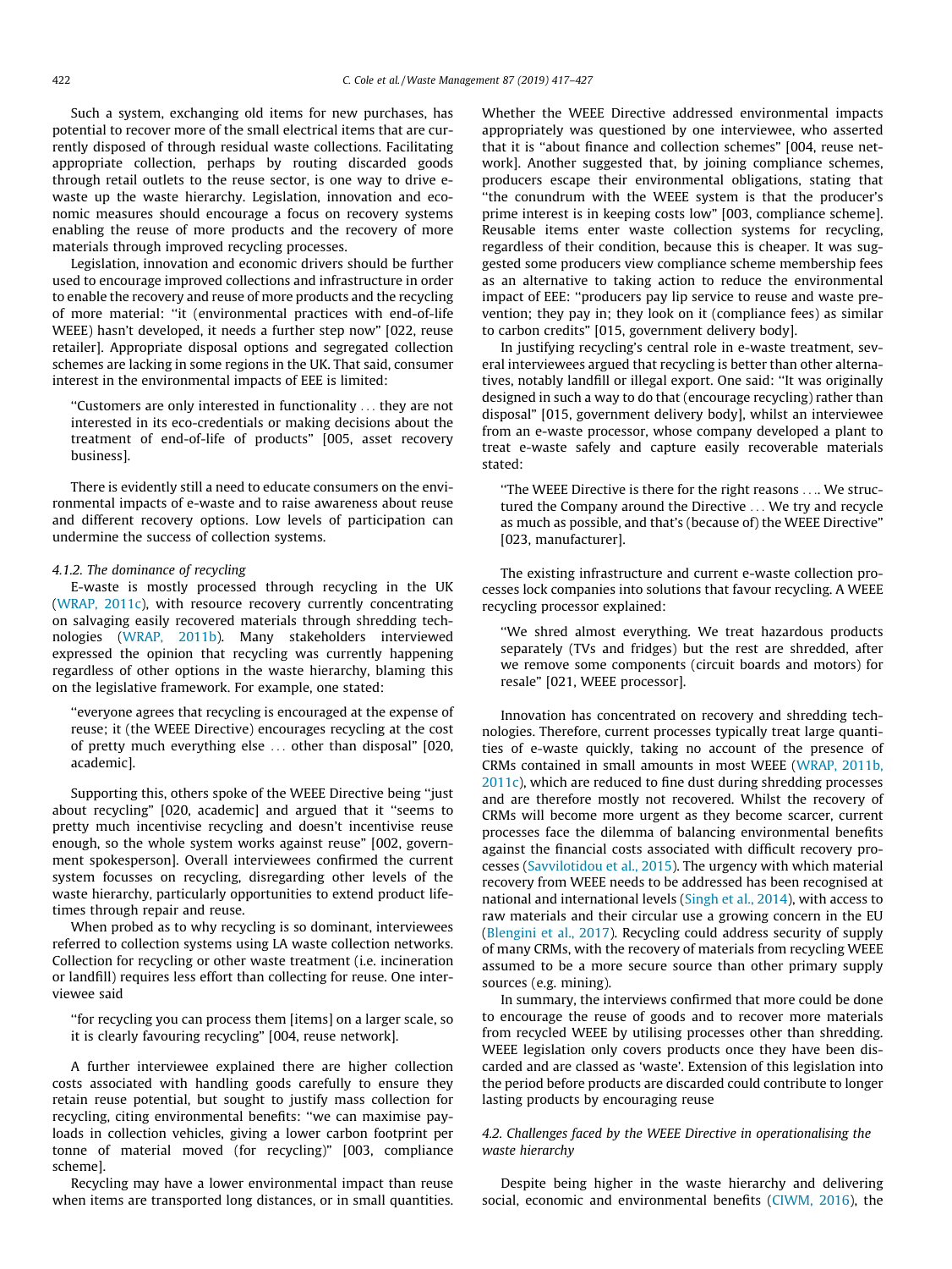Such a system, exchanging old items for new purchases, has potential to recover more of the small electrical items that are currently disposed of through residual waste collections. Facilitating appropriate collection, perhaps by routing discarded goods through retail outlets to the reuse sector, is one way to drive e-waste up the waste hierarchy. Legislation, innovation and economic measures should encourage a focus on recovery systems enabling the reuse of more products and the recovery of more materials through improved recycling processes.

Legislation, innovation and economic drivers should be further used to encourage improved collections and infrastructure in order to enable the recovery and reuse of more products and the recycling of more material: "it (environmental practices with end-of-life WEEE) hasn't developed, it needs a further step now" [022, reuse retailer]. Appropriate disposal options and segregated collection schemes are lacking in some regions in the UK. That said, consumer interest in the environmental impacts of EEE is limited:

> "Customers are only interested in functionality ... they are not interested in its eco-credentials or making decisions about the treatment of end-of-life of products" [005, asset recovery business].

There is evidently still a need to educate consumers on the environmental impacts of e-waste and to raise awareness about reuse and different recovery options. Low levels of participation can undermine the success of collection systems.

#### 4.1.2. The dominance of recycling

E-waste is mostly processed through recycling in the UK (WRAP, 2011c), with resource recovery currently concentrating on salvaging easily recovered materials through shredding technologies (WRAP, 2011b). Many stakeholders interviewed expressed the opinion that recycling was currently happening regardless of other options in the waste hierarchy, blaming this on the legislative framework. For example, one stated:

> "everyone agrees that recycling is encouraged at the expense of reuse; it (the WEEE Directive) encourages recycling at the cost of pretty much everything else ... other than disposal" [020, academic].

Supporting this, others spoke of the WEEE Directive being "just about recycling" [020, academic] and argued that it "seems to pretty much incentivise recycling and doesn't incentivise reuse enough, so the whole system works against reuse" [002, government spokesperson]. Overall interviewees confirmed the current system focusses on recycling, disregarding other levels of the waste hierarchy, particularly opportunities to extend product lifetimes through repair and reuse.

When probed as to why recycling is so dominant, interviewees referred to collection systems using LA waste collection networks. Collection for recycling or other waste treatment (i.e. incineration or landfill) requires less effort than collecting for reuse. One interviewee said

> "for recycling you can process them [items] on a larger scale, so it is clearly favouring recycling" [004, reuse network].

A further interviewee explained there are higher collection costs associated with handling goods carefully to ensure they retain reuse potential, but sought to justify mass collection for recycling, citing environmental benefits: "we can maximise payloads in collection vehicles, giving a lower carbon footprint per tonne of material moved (for recycling)" [003, compliance scheme].

Recycling may have a lower environmental impact than reuse when items are transported long distances, or in small quantities. Whether the WEEE Directive addressed environmental impacts appropriately was questioned by one interviewee, who asserted that it is "about finance and collection schemes" [004, reuse network]. Another suggested that, by joining compliance schemes, producers escape their environmental obligations, stating that "the conundrum with the WEEE system is that the producer's prime interest is in keeping costs low" [003, compliance scheme]. Reusable items enter waste collection systems for recycling, regardless of their condition, because this is cheaper. It was suggested some producers view compliance scheme membership fees as an alternative to taking action to reduce the environmental impact of EEE: "producers pay lip service to reuse and waste prevention; they pay in; they look on it (compliance fees) as similar to carbon credits" [015, government delivery body].

In justifying recycling's central role in e-waste treatment, several interviewees argued that recycling is better than other alternatives, notably landfill or illegal export. One said: "It was originally designed in such a way to do that (encourage recycling) rather than disposal" [015, government delivery body], whilst an interviewee from an e-waste processor, whose company developed a plant to treat e-waste safely and capture easily recoverable materials stated:

> "The WEEE Directive is there for the right reasons .... We structured the Company around the Directive ... We try and recycle as much as possible, and that's (because of) the WEEE Directive" [023, manufacturer].

The existing infrastructure and current e-waste collection processes lock companies into solutions that favour recycling. A WEEE recycling processor explained:

> "We shred almost everything. We treat hazardous products separately (TVs and fridges) but the rest are shredded, after we remove some components (circuit boards and motors) for resale" [021, WEEE processor].

Innovation has concentrated on recovery and shredding technologies. Therefore, current processes typically treat large quantities of e-waste quickly, taking no account of the presence of CRMs contained in small amounts in most WEEE (WRAP, 2011b, 2011c), which are reduced to fine dust during shredding processes and are therefore mostly not recovered. Whilst the recovery of CRMs will become more urgent as they become scarcer, current processes face the dilemma of balancing environmental benefits against the financial costs associated with difficult recovery processes (Savvilotidou et al., 2015). The urgency with which material recovery from WEEE needs to be addressed has been recognised at national and international levels (Singh et al., 2014), with access to raw materials and their circular use a growing concern in the EU (Blengini et al., 2017). Recycling could address security of supply of many CRMs, with the recovery of materials from recycling WEEE assumed to be a more secure source than other primary supply sources (e.g. mining).

In summary, the interviews confirmed that more could be done to encourage the reuse of goods and to recover more materials from recycled WEEE by utilising processes other than shredding. WEEE legislation only covers products once they have been discarded and are classed as 'waste'. Extension of this legislation into the period before products are discarded could contribute to longer lasting products by encouraging reuse

### 4.2. Challenges faced by the WEEE Directive in operationalising the waste hierarchy

Despite being higher in the waste hierarchy and delivering social, economic and environmental benefits (CIWM, 2016), the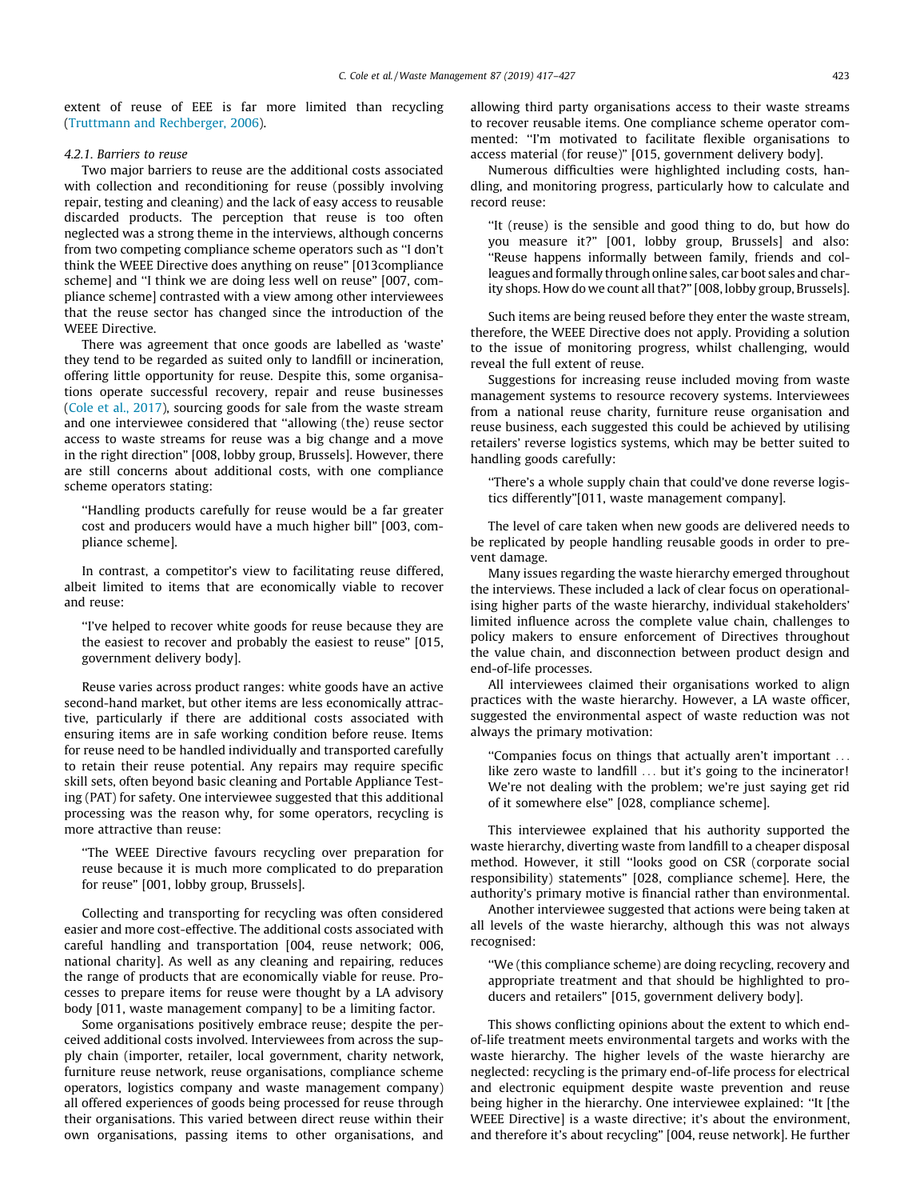extent of reuse of EEE is far more limited than recycling (Truttmann and Rechberger, 2006).

#### 4.2.1. Barriers to reuse

Two major barriers to reuse are the additional costs associated with collection and reconditioning for reuse (possibly involving repair, testing and cleaning) and the lack of easy access to reusable discarded products. The perception that reuse is too often neglected was a strong theme in the interviews, although concerns from two competing compliance scheme operators such as "I don't think the WEEE Directive does anything on reuse" [013compliance scheme] and "I think we are doing less well on reuse" [007, compliance scheme] contrasted with a view among other interviewees that the reuse sector has changed since the introduction of the WEEE Directive.

There was agreement that once goods are labelled as 'waste' they tend to be regarded as suited only to landfill or incineration, offering little opportunity for reuse. Despite this, some organisations operate successful recovery, repair and reuse businesses (Cole et al., 2017), sourcing goods for sale from the waste stream and one interviewee considered that "allowing (the) reuse sector access to waste streams for reuse was a big change and a move in the right direction" [008, lobby group, Brussels]. However, there are still concerns about additional costs, with one compliance scheme operators stating:

> "Handling products carefully for reuse would be a far greater cost and producers would have a much higher bill" [003, compliance scheme].

In contrast, a competitor's view to facilitating reuse differed, albeit limited to items that are economically viable to recover and reuse:

> "I've helped to recover white goods for reuse because they are the easiest to recover and probably the easiest to reuse" [015, government delivery body].

Reuse varies across product ranges: white goods have an active second-hand market, but other items are less economically attractive, particularly if there are additional costs associated with ensuring items are in safe working condition before reuse. Items for reuse need to be handled individually and transported carefully to retain their reuse potential. Any repairs may require specific skill sets, often beyond basic cleaning and Portable Appliance Testing (PAT) for safety. One interviewee suggested that this additional processing was the reason why, for some operators, recycling is more attractive than reuse:

> "The WEEE Directive favours recycling over preparation for reuse because it is much more complicated to do preparation for reuse" [001, lobby group, Brussels].

Collecting and transporting for recycling was often considered easier and more cost-effective. The additional costs associated with careful handling and transportation [004, reuse network; 006, national charity]. As well as any cleaning and repairing, reduces the range of products that are economically viable for reuse. Processes to prepare items for reuse were thought by a LA advisory body [011, waste management company] to be a limiting factor.

Some organisations positively embrace reuse; despite the perceived additional costs involved. Interviewees from across the supply chain (importer, retailer, local government, charity network, furniture reuse network, reuse organisations, compliance scheme operators, logistics company and waste management company) all offered experiences of goods being processed for reuse through their organisations. This varied between direct reuse within their own organisations, passing items to other organisations, and allowing third party organisations access to their waste streams to recover reusable items. One compliance scheme operator commented: "I'm motivated to facilitate flexible organisations to access material (for reuse)" [015, government delivery body].

Numerous difficulties were highlighted including costs, handling, and monitoring progress, particularly how to calculate and record reuse:

> "It (reuse) is the sensible and good thing to do, but how do you measure it?" [001, lobby group, Brussels] and also: "Reuse happens informally between family, friends and colleagues and formally through online sales, car boot sales and charity shops. How do we count all that?" [008, lobby group, Brussels].

Such items are being reused before they enter the waste stream, therefore, the WEEE Directive does not apply. Providing a solution to the issue of monitoring progress, whilst challenging, would reveal the full extent of reuse.

Suggestions for increasing reuse included moving from waste management systems to resource recovery systems. Interviewees from a national reuse charity, furniture reuse organisation and reuse business, each suggested this could be achieved by utilising retailers' reverse logistics systems, which may be better suited to handling goods carefully:

> "There's a whole supply chain that could've done reverse logistics differently"[011, waste management company].

The level of care taken when new goods are delivered needs to be replicated by people handling reusable goods in order to prevent damage.

Many issues regarding the waste hierarchy emerged throughout the interviews. These included a lack of clear focus on operationalising higher parts of the waste hierarchy, individual stakeholders' limited influence across the complete value chain, challenges to policy makers to ensure enforcement of Directives throughout the value chain, and disconnection between product design and end-of-life processes.

All interviewees claimed their organisations worked to align practices with the waste hierarchy. However, a LA waste officer, suggested the environmental aspect of waste reduction was not always the primary motivation:

> "Companies focus on things that actually aren't important ... like zero waste to landfill ... but it's going to the incinerator! We're not dealing with the problem; we're just saying get rid of it somewhere else" [028, compliance scheme].

This interviewee explained that his authority supported the waste hierarchy, diverting waste from landfill to a cheaper disposal method. However, it still "looks good on CSR (corporate social responsibility) statements" [028, compliance scheme]. Here, the authority's primary motive is financial rather than environmental.

Another interviewee suggested that actions were being taken at all levels of the waste hierarchy, although this was not always recognised:

> "We (this compliance scheme) are doing recycling, recovery and appropriate treatment and that should be highlighted to producers and retailers" [015, government delivery body].

This shows conflicting opinions about the extent to which end-of-life treatment meets environmental targets and works with the waste hierarchy. The higher levels of the waste hierarchy are neglected: recycling is the primary end-of-life process for electrical and electronic equipment despite waste prevention and reuse being higher in the hierarchy. One interviewee explained: "It [the WEEE Directive] is a waste directive; it's about the environment, and therefore it's about recycling" [004, reuse network]. He further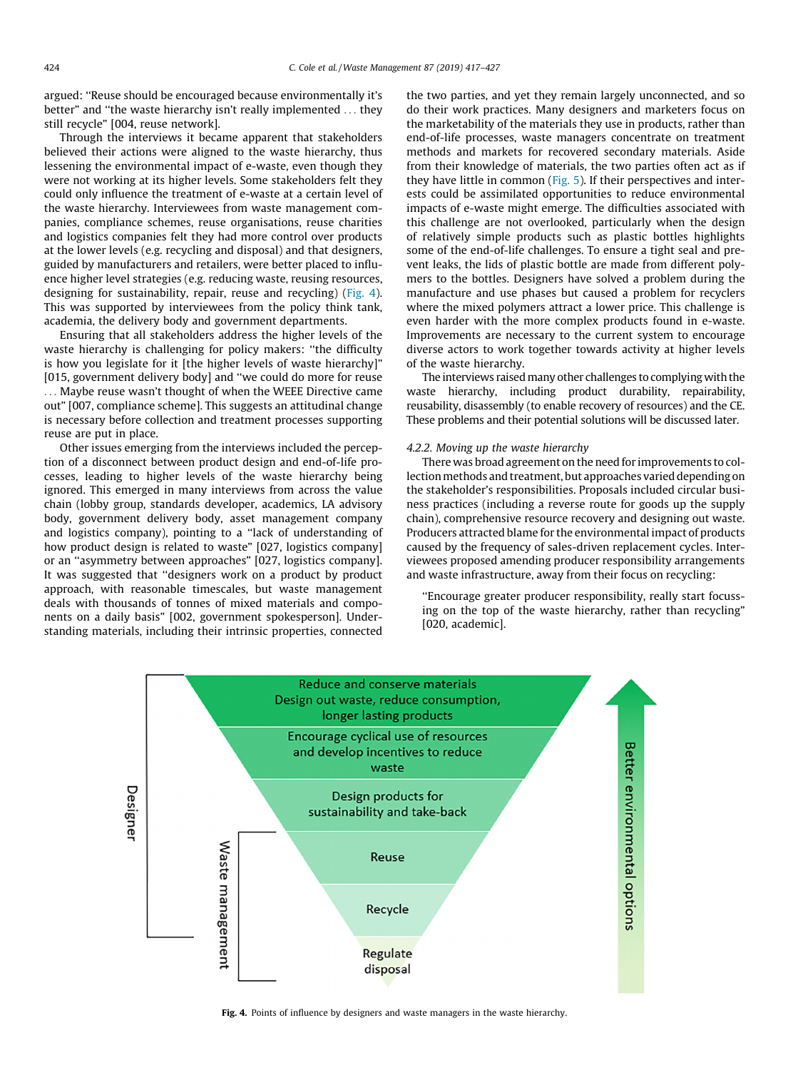argued: "Reuse should be encouraged because environmentally it's better" and "the waste hierarchy isn't really implemented ... they still recycle" [004, reuse network].

Through the interviews it became apparent that stakeholders believed their actions were aligned to the waste hierarchy, thus lessening the environmental impact of e-waste, even though they were not working at its higher levels. Some stakeholders felt they could only influence the treatment of e-waste at a certain level of the waste hierarchy. Interviewees from waste management companies, compliance schemes, reuse organisations, reuse charities and logistics companies felt they had more control over products at the lower levels (e.g. recycling and disposal) and that designers, guided by manufacturers and retailers, were better placed to influence higher level strategies (e.g. reducing waste, reusing resources, designing for sustainability, repair, reuse and recycling) (Fig. 4). This was supported by interviewees from the policy think tank, academia, the delivery body and government departments.

Ensuring that all stakeholders address the higher levels of the waste hierarchy is challenging for policy makers: "the difficulty is how you legislate for it [the higher levels of waste hierarchy]" [015, government delivery body] and "we could do more for reuse ... Maybe reuse wasn't thought of when the WEEE Directive came out" [007, compliance scheme]. This suggests an attitudinal change is necessary before collection and treatment processes supporting reuse are put in place.

Other issues emerging from the interviews included the perception of a disconnect between product design and end-of-life processes, leading to higher levels of the waste hierarchy being ignored. This emerged in many interviews from across the value chain (lobby group, standards developer, academics, LA advisory body, government delivery body, asset management company and logistics company), pointing to a "lack of understanding of how product design is related to waste" [027, logistics company] or an "asymmetry between approaches" [027, logistics company]. It was suggested that "designers work on a product by product approach, with reasonable timescales, but waste management deals with thousands of tonnes of mixed materials and components on a daily basis" [002, government spokesperson]. Understanding materials, including their intrinsic properties, connected the two parties, and yet they remain largely unconnected, and so do their work practices. Many designers and marketers focus on the marketability of the materials they use in products, rather than end-of-life processes, waste managers concentrate on treatment methods and markets for recovered secondary materials. Aside from their knowledge of materials, the two parties often act as if they have little in common (Fig. 5). If their perspectives and interests could be assimilated opportunities to reduce environmental impacts of e-waste might emerge. The difficulties associated with this challenge are not overlooked, particularly when the design of relatively simple products such as plastic bottles highlights some of the end-of-life challenges. To ensure a tight seal and prevent leaks, the lids of plastic bottle are made from different polymers to the bottles. Designers have solved a problem during the manufacture and use phases but caused a problem for recyclers where the mixed polymers attract a lower price. This challenge is even harder with the more complex products found in e-waste. Improvements are necessary to the current system to encourage diverse actors to work together towards activity at higher levels of the waste hierarchy.

The interviews raised many other challenges to complying with the waste hierarchy, including product durability, repairability, reusability, disassembly (to enable recovery of resources) and the CE. These problems and their potential solutions will be discussed later.

### 4.2.2. Moving up the waste hierarchy

There was broad agreement on the need for improvements to collection methods and treatment, but approaches varied depending on the stakeholder's responsibilities. Proposals included circular business practices (including a reverse route for goods up the supply chain), comprehensive resource recovery and designing out waste. Producers attracted blame for the environmental impact of products caused by the frequency of sales-driven replacement cycles. Interviewees proposed amending producer responsibility arrangements and waste infrastructure, away from their focus on recycling:

> "Encourage greater producer responsibility, really start focussing on the top of the waste hierarchy, rather than recycling" [020, academic].

**Fig. 4.** Points of influence by designers and waste managers in the waste hierarchy.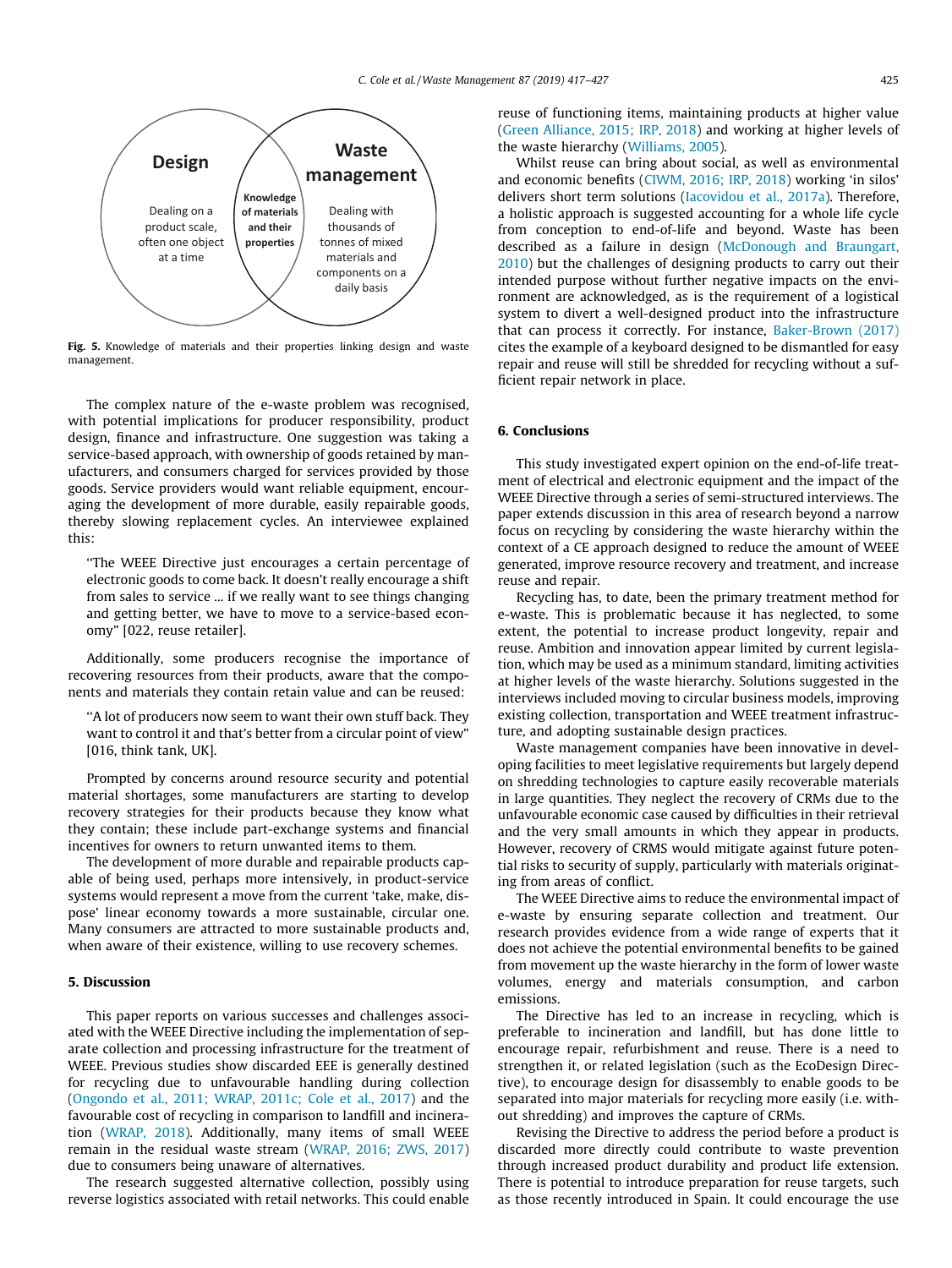Design

Dealing on a product scale, often one object at a time

Knowledge of materials and their properties

Waste management

Dealing with thousands of tonnes of mixed materials and components on a daily basis

**Fig. 5.** Knowledge of materials and their properties linking design and waste management.

The complex nature of the e-waste problem was recognised, with potential implications for producer responsibility, product design, finance and infrastructure. One suggestion was taking a service-based approach, with ownership of goods retained by manufacturers, and consumers charged for services provided by those goods. Service providers would want reliable equipment, encouraging the development of more durable, easily repairable goods, thereby slowing replacement cycles. An interviewee explained this:

> "The WEEE Directive just encourages a certain percentage of electronic goods to come back. It doesn't really encourage a shift from sales to service ... if we really want to see things changing and getting better, we have to move to a service-based economy" [022, reuse retailer].

Additionally, some producers recognise the importance of recovering resources from their products, aware that the components and materials they contain retain value and can be reused:

> "A lot of producers now seem to want their own stuff back. They want to control it and that's better from a circular point of view" [016, think tank, UK].

Prompted by concerns around resource security and potential material shortages, some manufacturers are starting to develop recovery strategies for their products because they know what they contain; these include part-exchange systems and financial incentives for owners to return unwanted items to them.

The development of more durable and repairable products capable of being used, perhaps more intensively, in product-service systems would represent a move from the current 'take, make, dispose' linear economy towards a more sustainable, circular one. Many consumers are attracted to more sustainable products and, when aware of their existence, willing to use recovery schemes.

## 5. Discussion

This paper reports on various successes and challenges associated with the WEEE Directive including the implementation of separate collection and processing infrastructure for the treatment of WEEE. Previous studies show discarded EEE is generally destined for recycling due to unfavourable handling during collection (Ongondo et al., 2011; WRAP, 2011c; Cole et al., 2017) and the favourable cost of recycling in comparison to landfill and incineration (WRAP, 2018). Additionally, many items of small WEEE remain in the residual waste stream (WRAP, 2016; ZWS, 2017) due to consumers being unaware of alternatives.

The research suggested alternative collection, possibly using reverse logistics associated with retail networks. This could enable reuse of functioning items, maintaining products at higher value (Green Alliance, 2015; IRP, 2018) and working at higher levels of the waste hierarchy (Williams, 2005).

Whilst reuse can bring about social, as well as environmental and economic benefits (CIWM, 2016; IRP, 2018) working 'in silos' delivers short term solutions (Iacovidou et al., 2017a). Therefore, a holistic approach is suggested accounting for a whole life cycle from conception to end-of-life and beyond. Waste has been described as a failure in design (McDonough and Braungart, 2010) but the challenges of designing products to carry out their intended purpose without further negative impacts on the environment are acknowledged, as is the requirement of a logistical system to divert a well-designed product into the infrastructure that can process it correctly. For instance, Baker-Brown (2017) cites the example of a keyboard designed to be dismantled for easy repair and reuse will still be shredded for recycling without a sufficient repair network in place.

## 6. Conclusions

This study investigated expert opinion on the end-of-life treatment of electrical and electronic equipment and the impact of the WEEE Directive through a series of semi-structured interviews. The paper extends discussion in this area of research beyond a narrow focus on recycling by considering the waste hierarchy within the context of a CE approach designed to reduce the amount of WEEE generated, improve resource recovery and treatment, and increase reuse and repair.

Recycling has, to date, been the primary treatment method for e-waste. This is problematic because it has neglected, to some extent, the potential to increase product longevity, repair and reuse. Ambition and innovation appear limited by current legislation, which may be used as a minimum standard, limiting activities at higher levels of the waste hierarchy. Solutions suggested in the interviews included moving to circular business models, improving existing collection, transportation and WEEE treatment infrastructure, and adopting sustainable design practices.

Waste management companies have been innovative in developing facilities to meet legislative requirements but largely depend on shredding technologies to capture easily recoverable materials in large quantities. They neglect the recovery of CRMs due to the unfavourable economic case caused by difficulties in their retrieval and the very small amounts in which they appear in products. However, recovery of CRMS would mitigate against future potential risks to security of supply, particularly with materials originating from areas of conflict.

The WEEE Directive aims to reduce the environmental impact of e-waste by ensuring separate collection and treatment. Our research provides evidence from a wide range of experts that it does not achieve the potential environmental benefits to be gained from movement up the waste hierarchy in the form of lower waste volumes, energy and materials consumption, and carbon emissions.

The Directive has led to an increase in recycling, which is preferable to incineration and landfill, but has done little to encourage repair, refurbishment and reuse. There is a need to strengthen it, or related legislation (such as the EcoDesign Directive), to encourage design for disassembly to enable goods to be separated into major materials for recycling more easily (i.e. without shredding) and improves the capture of CRMs.

Revising the Directive to address the period before a product is discarded more directly could contribute to waste prevention through increased product durability and product life extension. There is potential to introduce preparation for reuse targets, such as those recently introduced in Spain. It could encourage the use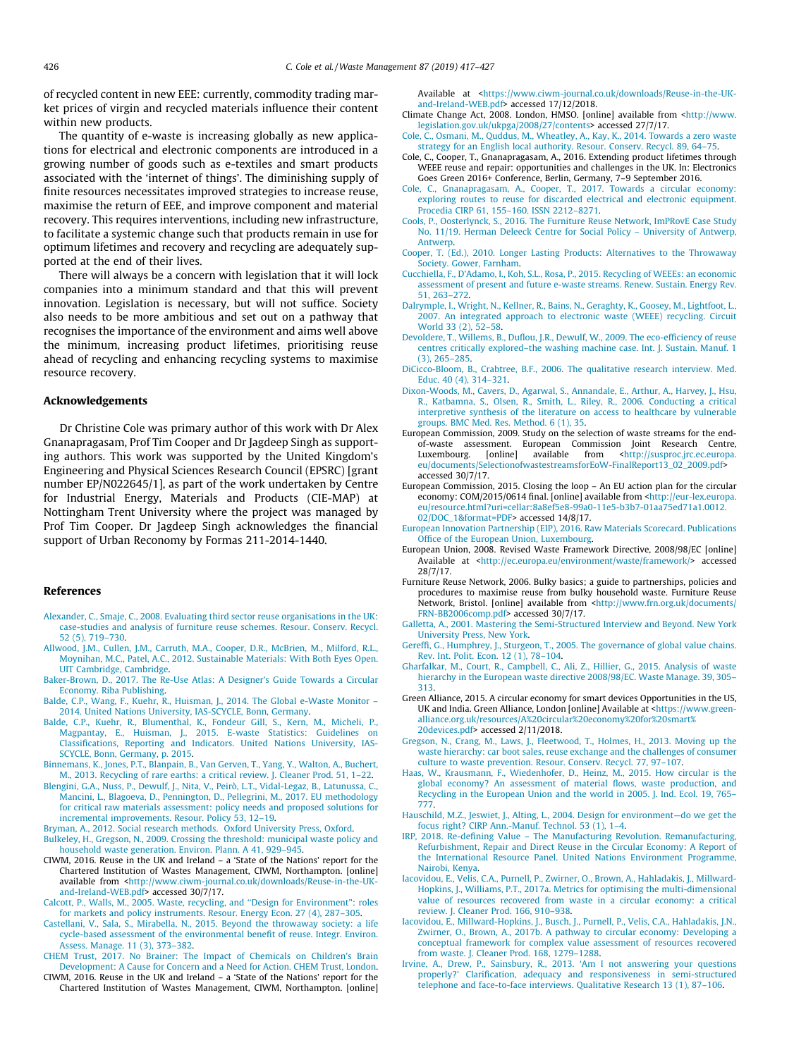of recycled content in new EEE: currently, commodity trading market prices of virgin and recycled materials influence their content within new products.

The quantity of e-waste is increasing globally as new applications for electrical and electronic components are introduced in a growing number of goods such as e-textiles and smart products associated with the 'internet of things'. The diminishing supply of finite resources necessitates improved strategies to increase reuse, maximise the return of EEE, and improve component and material recovery. This requires interventions, including new infrastructure, to facilitate a systemic change such that products remain in use for optimum lifetimes and recovery and recycling are adequately supported at the end of their lives.

There will always be a concern with legislation that it will lock companies into a minimum standard and that this will prevent innovation. Legislation is necessary, but will not suffice. Society also needs to be more ambitious and set out on a pathway that recognises the importance of the environment and aims well above the minimum, increasing product lifetimes, prioritising reuse ahead of recycling and enhancing recycling systems to maximise resource recovery.

## Acknowledgements

Dr Christine Cole was primary author of this work with Dr Alex Gnanapragasam, Prof Tim Cooper and Dr Jagdeep Singh as supporting authors. This work was supported by the United Kingdom's Engineering and Physical Sciences Research Council (EPSRC) [grant number EP/N022645/1], as part of the work undertaken by Centre for Industrial Energy, Materials and Products (CIE-MAP) at Nottingham Trent University where the project was managed by Prof Tim Cooper. Dr Jagdeep Singh acknowledges the financial support of Urban Reconomy by Formas 211-2014-1440.

## References

Alexander, C., Smaje, C., 2008. Evaluating third sector reuse organisations in the UK: case-studies and analysis of furniture reuse schemes. Resour. Conserv. Recycl. 52 (5), 719–730.

Allwood, J.M., Cullen, J.M., Carruth, M.A., Cooper, D.R., McBrien, M., Milford, R.L., Moynihan, M.C., Patel, A.C., 2012. Sustainable Materials: With Both Eyes Open. UIT Cambridge, Cambridge.

Baker-Brown, D., 2017. The Re-Use Atlas: A Designer's Guide Towards a Circular Economy. Riba Publishing.

Balde, C.P., Wang, F., Kuehr, R., Huisman, J., 2014. The Global e-Waste Monitor – 2014. United Nations University, IAS-SCYCLE, Bonn, Germany.

Balde, C.P., Kuehr, R., Blumenthal, K., Fondeur Gill, S., Kern, M., Micheli, P., Magpantay, E., Huisman, J., 2015. E-waste Statistics: Guidelines on Classifications, Reporting and Indicators. United Nations University, IAS-SCYCLE, Bonn, Germany, p. 2015.

Binnemans, K., Jones, P.T., Blanpain, B., Van Gerven, T., Yang, Y., Walton, A., Buchert, M., 2013. Recycling of rare earths: a critical review. J. Cleaner Prod. 51, 1–22.

Blengini, G.A., Nuss, P., Dewulf, J., Nita, V., Peirò, L.T., Vidal-Legaz, B., Latunussa, C., Mancini, L., Blagoeva, D., Pennington, D., Pellegrini, M., 2017. EU methodology for critical raw materials assessment: policy needs and proposed solutions for incremental improvements. Resour. Policy 53, 12–19.

Bryman, A., 2012. Social research methods. Oxford University Press, Oxford.

Bulkeley, H., Gregson, N., 2009. Crossing the threshold: municipal waste policy and household waste generation. Environ. Plann. A 41, 929–945.

CIWM, 2016. Reuse in the UK and Ireland – a 'State of the Nations' report for the Chartered Institution of Wastes Management, CIWM, Northampton. [online] available from <http://www.ciwm-journal.co.uk/downloads/Reuse-in-the-UK-and-Ireland-WEB.pdf> accessed 30/7/17.

Calcott, P., Walls, M., 2005. Waste, recycling, and "Design for Environment": roles for markets and policy instruments. Resour. Energy Econ. 27 (4), 287–305.

Castellani, V., Sala, S., Mirabella, N., 2015. Beyond the throwaway society: a life cycle-based assessment of the environmental benefit of reuse. Integr. Environ. Assess. Manage. 11 (3), 373–382.

CHEM Trust, 2017. No Brainer: The Impact of Chemicals on Children's Brain Development: A Cause for Concern and a Need for Action. CHEM Trust, London.

CIWM, 2016. Reuse in the UK and Ireland – a 'State of the Nations' report for the Chartered Institution of Wastes Management, CIWM, Northampton. [online] Available at <https://www.ciwm-journal.co.uk/downloads/Reuse-in-the-UK-and-Ireland-WEB.pdf> accessed 17/12/2018.

Climate Change Act, 2008. London, HMSO. [online] available from <http://www.legislation.gov.uk/ukpga/2008/27/contents> accessed 27/7/17.

Cole, C., Osmani, M., Quddus, M., Wheatley, A., Kay, K., 2014. Towards a zero waste strategy for an English local authority. Resour. Conserv. Recycl. 89, 64–75.

Cole, C., Cooper, T., Gnanapragasam, A., 2016. Extending product lifetimes through WEEE reuse and repair: opportunities and challenges in the UK. In: Electronics Goes Green 2016+ Conference, Berlin, Germany, 7–9 September 2016.

Cole, C., Gnanapragasam, A., Cooper, T., 2017. Towards a circular economy: exploring routes to reuse for discarded electrical and electronic equipment. Procedia CIRP 61, 155–160. ISSN 2212–8271.

Cools, P., Oosterlynck, S., 2016. The Furniture Reuse Network, ImPRovE Case Study No. 11/19. Herman Deleeck Centre for Social Policy – University of Antwerp, Antwerp.

Cooper, T. (Ed.), 2010. Longer Lasting Products: Alternatives to the Throwaway Society. Gower, Farnham.

Cucchiella, F., D'Adamo, I., Koh, S.L., Rosa, P., 2015. Recycling of WEEEs: an economic assessment of present and future e-waste streams. Renew. Sustain. Energy Rev. 51, 263–272.

Dalrymple, I., Wright, N., Kellner, R., Bains, N., Geraghty, K., Goosey, M., Lightfoot, L., 2007. An integrated approach to electronic waste (WEEE) recycling. Circuit World 33 (2), 52–58.

Devoldere, T., Willems, B., Duflou, J.R., Dewulf, W., 2009. The eco-efficiency of reuse centres critically explored–the washing machine case. Int. J. Sustain. Manuf. 1 (3), 265–285.

DiCicco-Bloom, B., Crabtree, B.F., 2006. The qualitative research interview. Med. Educ. 40 (4), 314–321.

Dixon-Woods, M., Cavers, D., Agarwal, S., Annandale, E., Arthur, A., Harvey, J., Hsu, R., Katbamna, S., Olsen, R., Smith, L., Riley, R., 2006. Conducting a critical interpretive synthesis of the literature on access to healthcare by vulnerable groups. BMC Med. Res. Method. 6 (1), 35.

European Commission, 2009. Study on the selection of waste streams for the end-of-waste assessment. European Commission Joint Research Centre, Luxembourg. [online] available from <http://susproc.jrc.ec.europa.eu/documents/SelectionofwastestreamsforEoW-FinalReport13_02_2009.pdf> accessed 30/7/17.

European Commission, 2015. Closing the loop – An EU action plan for the circular economy: COM/2015/0614 final. [online] available from <http://eur-lex.europa.eu/resource.html?uri=cellar:8a8ef5e8-99a0-11e5-b3b7-01aa75ed71a1.0012.02/DOC_1&format=PDF> accessed 14/8/17.

European Innovation Partnership (EIP), 2016. Raw Materials Scorecard. Publications Office of the European Union, Luxembourg.

European Union, 2008. Revised Waste Framework Directive, 2008/98/EC [online] Available at <http://ec.europa.eu/environment/waste/framework/> accessed 28/7/17.

Furniture Reuse Network, 2006. Bulky basics; a guide to partnerships, policies and procedures to maximise reuse from bulky household waste. Furniture Reuse Network, Bristol. [online] available from <http://www.frn.org.uk/documents/FRN-BB2006comp.pdf> accessed 30/7/17.

Galletta, A., 2001. Mastering the Semi-Structured Interview and Beyond. New York University Press, New York.

Gereffi, G., Humphrey, J., Sturgeon, T., 2005. The governance of global value chains. Rev. Int. Polit. Econ. 12 (1), 78–104.

Gharfalkar, M., Court, R., Campbell, C., Ali, Z., Hillier, G., 2015. Analysis of waste hierarchy in the European waste directive 2008/98/EC. Waste Manage. 39, 305–313.

Green Alliance, 2015. A circular economy for smart devices Opportunities in the US, UK and India. Green Alliance, London [online] Available at <https://www.green-alliance.org.uk/resources/A%20circular%20economy%20for%20smart%20devices.pdf> accessed 2/11/2018.

Gregson, N., Crang, M., Laws, J., Fleetwood, T., Holmes, H., 2013. Moving up the waste hierarchy: car boot sales, reuse exchange and the challenges of consumer culture to waste prevention. Resour. Conserv. Recycl. 77, 97–107.

Haas, W., Krausmann, F., Wiedenhofer, D., Heinz, M., 2015. How circular is the global economy? An assessment of material flows, waste production, and Recycling in the European Union and the world in 2005. J. Ind. Ecol. 19, 765–777.

Hauschild, M.Z., Jeswiet, J., Alting, L., 2004. Design for environment—do we get the focus right? CIRP Ann.-Manuf. Technol. 53 (1), 1–4.

IRP, 2018. Re-defining Value – The Manufacturing Revolution. Remanufacturing, Refurbishment, Repair and Direct Reuse in the Circular Economy: A Report of the International Resource Panel. United Nations Environment Programme, Nairobi, Kenya.

Iacovidou, E., Velis, C.A., Purnell, P., Zwirner, O., Brown, A., Hahladakis, J., Millward-Hopkins, J., Williams, P.T., 2017a. Metrics for optimising the multi-dimensional value of resources recovered from waste in a circular economy: a critical review. J. Cleaner Prod. 166, 910–938.

Iacovidou, E., Millward-Hopkins, J., Busch, J., Purnell, P., Velis, C.A., Hahladakis, J.N., Zwirner, O., Brown, A., 2017b. A pathway to circular economy: Developing a conceptual framework for complex value assessment of resources recovered from waste. J. Cleaner Prod. 168, 1279–1288.

Irvine, A., Drew, P., Sainsbury, R., 2013. 'Am I not answering your questions properly?' Clarification, adequacy and responsiveness in semi-structured telephone and face-to-face interviews. Qualitative Research 13 (1), 87–106.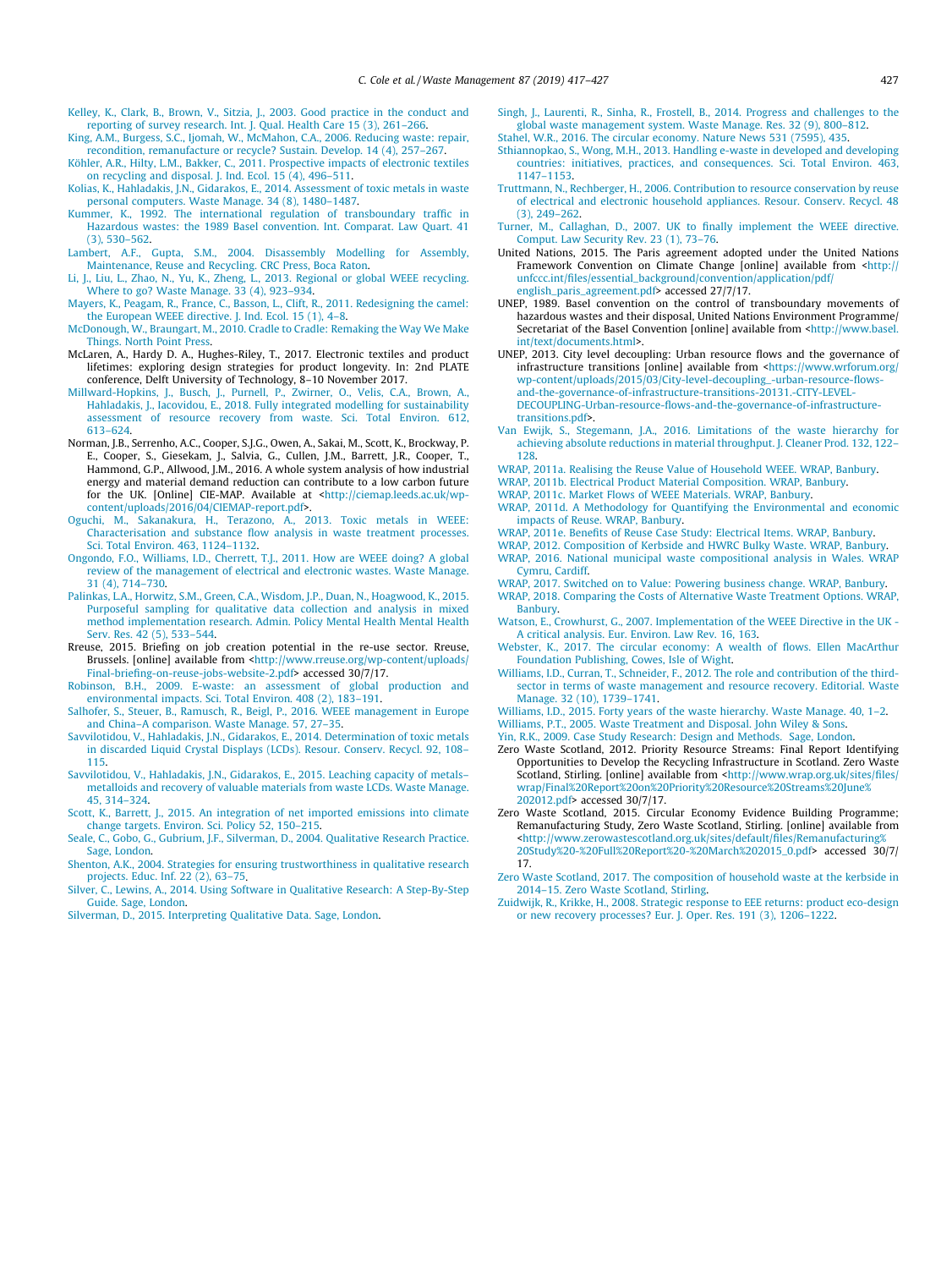Kelley, K., Clark, B., Brown, V., Sitzia, J., 2003. Good practice in the conduct and reporting of survey research. Int. J. Qual. Health Care 15 (3), 261–266.

King, A.M., Burgess, S.C., Ijomah, W., McMahon, C.A., 2006. Reducing waste: repair, recondition, remanufacture or recycle? Sustain. Develop. 14 (4), 257–267.

Köhler, A.R., Hilty, L.M., Bakker, C., 2011. Prospective impacts of electronic textiles on recycling and disposal. J. Ind. Ecol. 15 (4), 496–511.

Kolias, K., Hahladakis, J.N., Gidarakos, E., 2014. Assessment of toxic metals in waste personal computers. Waste Manage. 34 (8), 1480–1487.

Kummer, K., 1992. The international regulation of transboundary traffic in Hazardous wastes: the 1989 Basel convention. Int. Comparat. Law Quart. 41 (3), 530–562.

Lambert, A.F., Gupta, S.M., 2004. Disassembly Modelling for Assembly, Maintenance, Reuse and Recycling. CRC Press, Boca Raton.

Li, J., Liu, L., Zhao, N., Yu, K., Zheng, L., 2013. Regional or global WEEE recycling. Where to go? Waste Manage. 33 (4), 923–934.

Mayers, K., Peagam, R., France, C., Basson, L., Clift, R., 2011. Redesigning the camel: the European WEEE directive. J. Ind. Ecol. 15 (1), 4–8.

McDonough, W., Braungart, M., 2010. Cradle to Cradle: Remaking the Way We Make Things. North Point Press.

McLaren, A., Hardy D. A., Hughes-Riley, T., 2017. Electronic textiles and product lifetimes: exploring design strategies for product longevity. In: 2nd PLATE conference, Delft University of Technology, 8–10 November 2017.

Millward-Hopkins, J., Busch, J., Purnell, P., Zwirner, O., Velis, C.A., Brown, A., Hahladakis, J., Iacovidou, E., 2018. Fully integrated modelling for sustainability assessment of resource recovery from waste. Sci. Total Environ. 612, 613–624.

Norman, J.B., Serrenho, A.C., Cooper, S.J.G., Owen, A., Sakai, M., Scott, K., Brockway, P. E., Cooper, S., Giesekam, J., Salvia, G., Cullen, J.M., Barrett, J.R., Cooper, T., Hammond, G.P., Allwood, J.M., 2016. A whole system analysis of how industrial energy and material demand reduction can contribute to a low carbon future for the UK. [Online] CIE-MAP. Available at <http://ciemap.leeds.ac.uk/wp-content/uploads/2016/04/CIEMAP-report.pdf>.

Oguchi, M., Sakanakura, H., Terazono, A., 2013. Toxic metals in WEEE: Characterisation and substance flow analysis in waste treatment processes. Sci. Total Environ. 463, 1124–1132.

Ongondo, F.O., Williams, I.D., Cherrett, T.J., 2011. How are WEEE doing? A global review of the management of electrical and electronic wastes. Waste Manage. 31 (4), 714–730.

Palinkas, L.A., Horwitz, S.M., Green, C.A., Wisdom, J.P., Duan, N., Hoagwood, K., 2015. Purposeful sampling for qualitative data collection and analysis in mixed method implementation research. Admin. Policy Mental Health Mental Health Serv. Res. 42 (5), 533–544.

Rreuse, 2015. Briefing on job creation potential in the re-use sector. Rreuse, Brussels. [online] available from <http://www.rreuse.org/wp-content/uploads/Final-briefing-on-reuse-jobs-website-2.pdf> accessed 30/7/17.

Robinson, B.H., 2009. E-waste: an assessment of global production and environmental impacts. Sci. Total Environ. 408 (2), 183–191.

Salhofer, S., Steuer, B., Ramusch, R., Beigl, P., 2016. WEEE management in Europe and China–A comparison. Waste Manage. 57, 27–35.

Savvilotidou, V., Hahladakis, J.N., Gidarakos, E., 2014. Determination of toxic metals in discarded Liquid Crystal Displays (LCDs). Resour. Conserv. Recycl. 92, 108–115.

Savvilotidou, V., Hahladakis, J.N., Gidarakos, E., 2015. Leaching capacity of metals–metalloids and recovery of valuable materials from waste LCDs. Waste Manage. 45, 314–324.

Scott, K., Barrett, J., 2015. An integration of net imported emissions into climate change targets. Environ. Sci. Policy 52, 150–215.

Seale, C., Gobo, G., Gubrium, J.F., Silverman, D., 2004. Qualitative Research Practice. Sage, London.

Shenton, A.K., 2004. Strategies for ensuring trustworthiness in qualitative research projects. Educ. Inf. 22 (2), 63–75.

Silver, C., Lewins, A., 2014. Using Software in Qualitative Research: A Step-By-Step Guide. Sage, London.

Silverman, D., 2015. Interpreting Qualitative Data. Sage, London.

Singh, J., Laurenti, R., Sinha, R., Frostell, B., 2014. Progress and challenges to the global waste management system. Waste Manage. Res. 32 (9), 800–812.

Stahel, W.R., 2016. The circular economy. Nature News 531 (7595), 435.

Sthiannopkao, S., Wong, M.H., 2013. Handling e-waste in developed and developing countries: initiatives, practices, and consequences. Sci. Total Environ. 463, 1147–1153.

Truttmann, N., Rechberger, H., 2006. Contribution to resource conservation by reuse of electrical and electronic household appliances. Resour. Conserv. Recycl. 48 (3), 249–262.

Turner, M., Callaghan, D., 2007. UK to finally implement the WEEE directive. Comput. Law Security Rev. 23 (1), 73–76.

United Nations, 2015. The Paris agreement adopted under the United Nations Framework Convention on Climate Change [online] available from <http://unfccc.int/files/essential_background/convention/application/pdf/english_paris_agreement.pdf> accessed 27/7/17.

UNEP, 1989. Basel convention on the control of transboundary movements of hazardous wastes and their disposal, United Nations Environment Programme/Secretariat of the Basel Convention [online] available from <http://www.basel.int/text/documents.html>.

UNEP, 2013. City level decoupling: Urban resource flows and the governance of infrastructure transitions [online] available from <https://www.wrforum.org/wp-content/uploads/2015/03/City-level-decoupling_-urban-resource-flows-and-the-governance-of-infrastructure-transitions-20131.-CITY-LEVEL-DECOUPLING-Urban-resource-flows-and-the-governance-of-infrastructure-transitions.pdf>.

Van Ewijk, S., Stegemann, J.A., 2016. Limitations of the waste hierarchy for achieving absolute reductions in material throughput. J. Cleaner Prod. 132, 122–128.

WRAP, 2011a. Realising the Reuse Value of Household WEEE. WRAP, Banbury.

WRAP, 2011b. Electrical Product Material Composition. WRAP, Banbury.

WRAP, 2011c. Market Flows of WEEE Materials. WRAP, Banbury.

WRAP, 2011d. A Methodology for Quantifying the Environmental and economic impacts of Reuse. WRAP, Banbury.

WRAP, 2011e. Benefits of Reuse Case Study: Electrical Items. WRAP, Banbury.

WRAP, 2012. Composition of Kerbside and HWRC Bulky Waste. WRAP, Banbury.

WRAP, 2016. National municipal waste compositional analysis in Wales. WRAP Cymru, Cardiff.

WRAP, 2017. Switched on to Value: Powering business change. WRAP, Banbury.

WRAP, 2018. Comparing the Costs of Alternative Waste Treatment Options. WRAP, Banbury.

Watson, E., Crowhurst, G., 2007. Implementation of the WEEE Directive in the UK - A critical analysis. Eur. Environ. Law Rev. 16, 163.

Webster, K., 2017. The circular economy: A wealth of flows. Ellen MacArthur Foundation Publishing, Cowes, Isle of Wight.

Williams, I.D., Curran, T., Schneider, F., 2012. The role and contribution of the third-sector in terms of waste management and resource recovery. Editorial. Waste Manage. 32 (10), 1739–1741.

Williams, I.D., 2015. Forty years of the waste hierarchy. Waste Manage. 40, 1–2.

Williams, P.T., 2005. Waste Treatment and Disposal. John Wiley & Sons.

Yin, R.K., 2009. Case Study Research: Design and Methods. Sage, London.

Zero Waste Scotland, 2012. Priority Resource Streams: Final Report Identifying Opportunities to Develop the Recycling Infrastructure in Scotland. Zero Waste Scotland, Stirling. [online] available from <http://www.wrap.org.uk/sites/files/wrap/Final%20Report%20on%20Priority%20Resource%20Streams%20June%202012.pdf> accessed 30/7/17.

Zero Waste Scotland, 2015. Circular Economy Evidence Building Programme; Remanufacturing Study, Zero Waste Scotland, Stirling. [online] available from <http://www.zerowastescotland.org.uk/sites/default/files/Remanufacturing%20Study%20-%20Full%20Report%20-%20March%202015_0.pdf> accessed 30/7/17.

Zero Waste Scotland, 2017. The composition of household waste at the kerbside in 2014–15. Zero Waste Scotland, Stirling.

Zuidwijk, R., Krikke, H., 2008. Strategic response to EEE returns: product eco-design or new recovery processes? Eur. J. Oper. Res. 191 (3), 1206–1222.